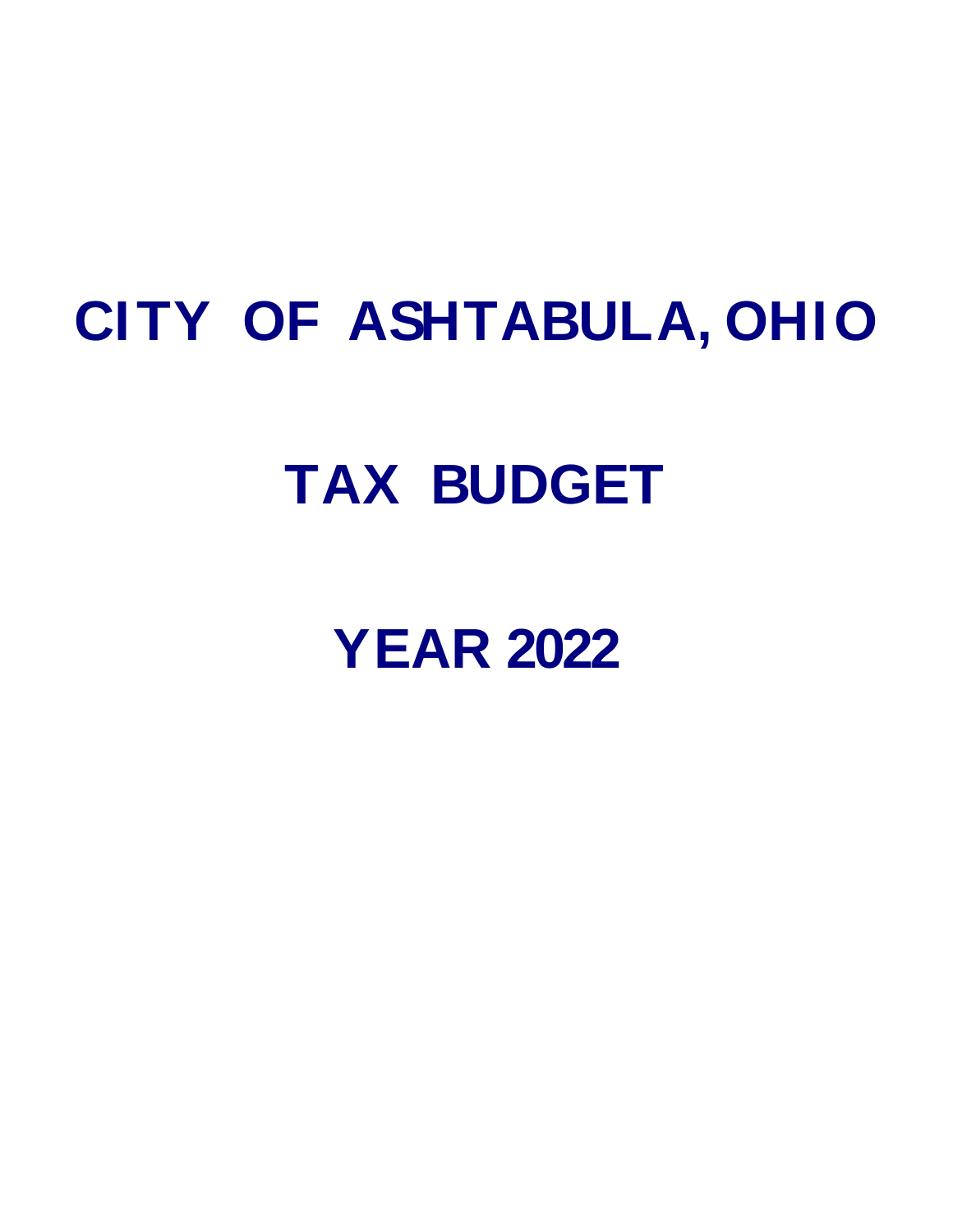# CITY OF ASHTABULA, OHIO

# TAX BUDGET

# YEAR 2022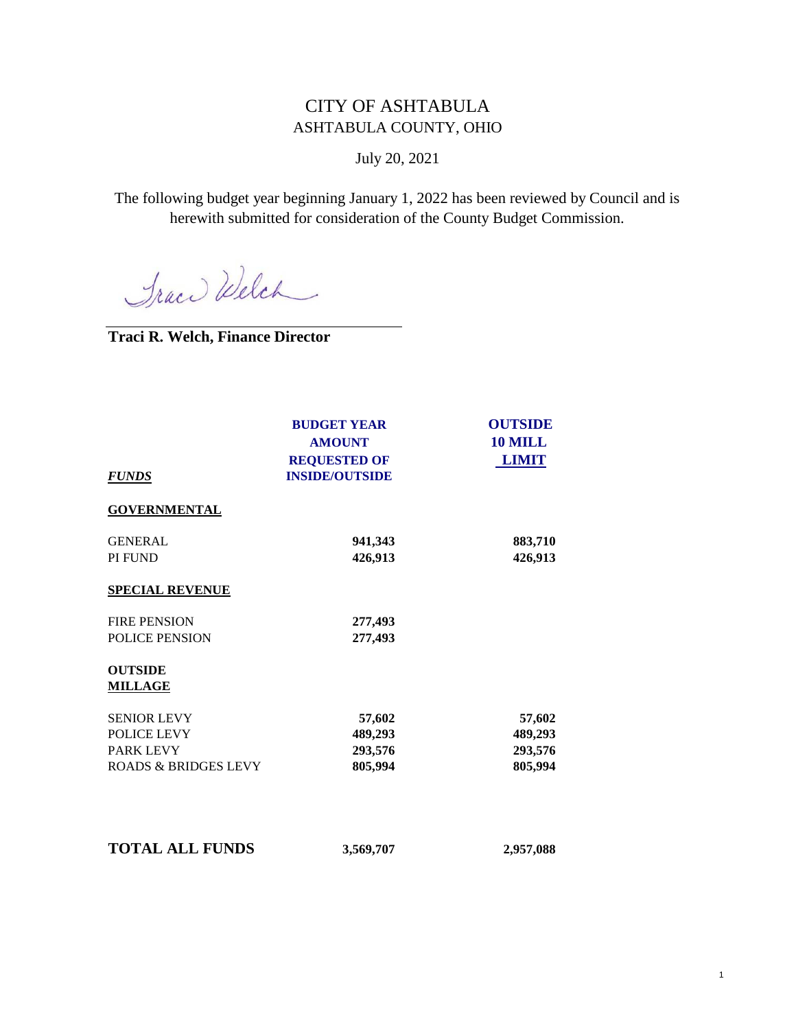# CITY OF ASHTABULA
## ASHTABULA COUNTY, OHIO

July 20, 2021

The following budget year beginning January 1, 2022 has been reviewed by Council and is herewith submitted for consideration of the County Budget Commission.

Traci Welch

**Traci R. Welch, Finance Director**

| ***FUNDS*** | **BUDGET YEAR AMOUNT REQUESTED OF INSIDE/OUTSIDE** | **OUTSIDE 10 MILL LIMIT** |
|---|---|---|
| **GOVERNMENTAL** | | |
| GENERAL | **941,343** | **883,710** |
| PI FUND | **426,913** | **426,913** |
| **SPECIAL REVENUE** | | |
| FIRE PENSION | **277,493** | |
| POLICE PENSION | **277,493** | |
| **OUTSIDE MILLAGE** | | |
| SENIOR LEVY | **57,602** | **57,602** |
| POLICE LEVY | **489,293** | **489,293** |
| PARK LEVY | **293,576** | **293,576** |
| ROADS & BRIDGES LEVY | **805,994** | **805,994** |
| **TOTAL ALL FUNDS** | **3,569,707** | **2,957,088** |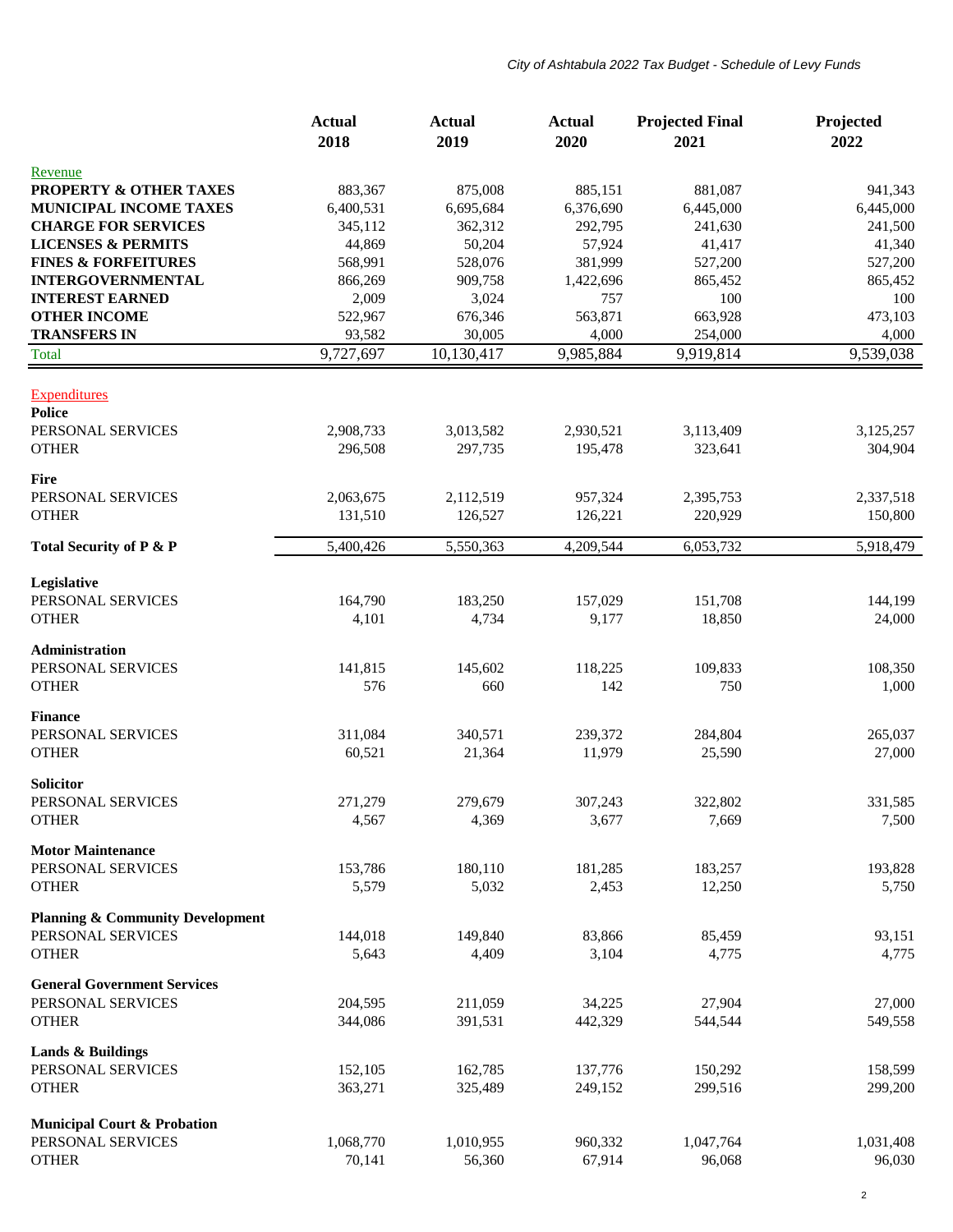*City of Ashtabula 2022 Tax Budget - Schedule of Levy Funds*

| | Actual 2018 | Actual 2019 | Actual 2020 | Projected Final 2021 | Projected 2022 |
|---|---|---|---|---|---|
| Revenue | | | | | |
| **PROPERTY & OTHER TAXES** | 883,367 | 875,008 | 885,151 | 881,087 | 941,343 |
| **MUNICIPAL INCOME TAXES** | 6,400,531 | 6,695,684 | 6,376,690 | 6,445,000 | 6,445,000 |
| **CHARGE FOR SERVICES** | 345,112 | 362,312 | 292,795 | 241,630 | 241,500 |
| **LICENSES & PERMITS** | 44,869 | 50,204 | 57,924 | 41,417 | 41,340 |
| **FINES & FORFEITURES** | 568,991 | 528,076 | 381,999 | 527,200 | 527,200 |
| **INTERGOVERNMENTAL** | 866,269 | 909,758 | 1,422,696 | 865,452 | 865,452 |
| **INTEREST EARNED** | 2,009 | 3,024 | 757 | 100 | 100 |
| **OTHER INCOME** | 522,967 | 676,346 | 563,871 | 663,928 | 473,103 |
| **TRANSFERS IN** | 93,582 | 30,005 | 4,000 | 254,000 | 4,000 |
| Total | 9,727,697 | 10,130,417 | 9,985,884 | 9,919,814 | 9,539,038 |
| | | | | | |
| Expenditures | | | | | |
| **Police** | | | | | |
| PERSONAL SERVICES | 2,908,733 | 3,013,582 | 2,930,521 | 3,113,409 | 3,125,257 |
| OTHER | 296,508 | 297,735 | 195,478 | 323,641 | 304,904 |
| **Fire** | | | | | |
| PERSONAL SERVICES | 2,063,675 | 2,112,519 | 957,324 | 2,395,753 | 2,337,518 |
| OTHER | 131,510 | 126,527 | 126,221 | 220,929 | 150,800 |
| **Total Security of P & P** | 5,400,426 | 5,550,363 | 4,209,544 | 6,053,732 | 5,918,479 |
| **Legislative** | | | | | |
| PERSONAL SERVICES | 164,790 | 183,250 | 157,029 | 151,708 | 144,199 |
| OTHER | 4,101 | 4,734 | 9,177 | 18,850 | 24,000 |
| **Administration** | | | | | |
| PERSONAL SERVICES | 141,815 | 145,602 | 118,225 | 109,833 | 108,350 |
| OTHER | 576 | 660 | 142 | 750 | 1,000 |
| **Finance** | | | | | |
| PERSONAL SERVICES | 311,084 | 340,571 | 239,372 | 284,804 | 265,037 |
| OTHER | 60,521 | 21,364 | 11,979 | 25,590 | 27,000 |
| **Solicitor** | | | | | |
| PERSONAL SERVICES | 271,279 | 279,679 | 307,243 | 322,802 | 331,585 |
| OTHER | 4,567 | 4,369 | 3,677 | 7,669 | 7,500 |
| **Motor Maintenance** | | | | | |
| PERSONAL SERVICES | 153,786 | 180,110 | 181,285 | 183,257 | 193,828 |
| OTHER | 5,579 | 5,032 | 2,453 | 12,250 | 5,750 |
| **Planning & Community Development** | | | | | |
| PERSONAL SERVICES | 144,018 | 149,840 | 83,866 | 85,459 | 93,151 |
| OTHER | 5,643 | 4,409 | 3,104 | 4,775 | 4,775 |
| **General Government Services** | | | | | |
| PERSONAL SERVICES | 204,595 | 211,059 | 34,225 | 27,904 | 27,000 |
| OTHER | 344,086 | 391,531 | 442,329 | 544,544 | 549,558 |
| **Lands & Buildings** | | | | | |
| PERSONAL SERVICES | 152,105 | 162,785 | 137,776 | 150,292 | 158,599 |
| OTHER | 363,271 | 325,489 | 249,152 | 299,516 | 299,200 |
| **Municipal Court & Probation** | | | | | |
| PERSONAL SERVICES | 1,068,770 | 1,010,955 | 960,332 | 1,047,764 | 1,031,408 |
| OTHER | 70,141 | 56,360 | 67,914 | 96,068 | 96,030 |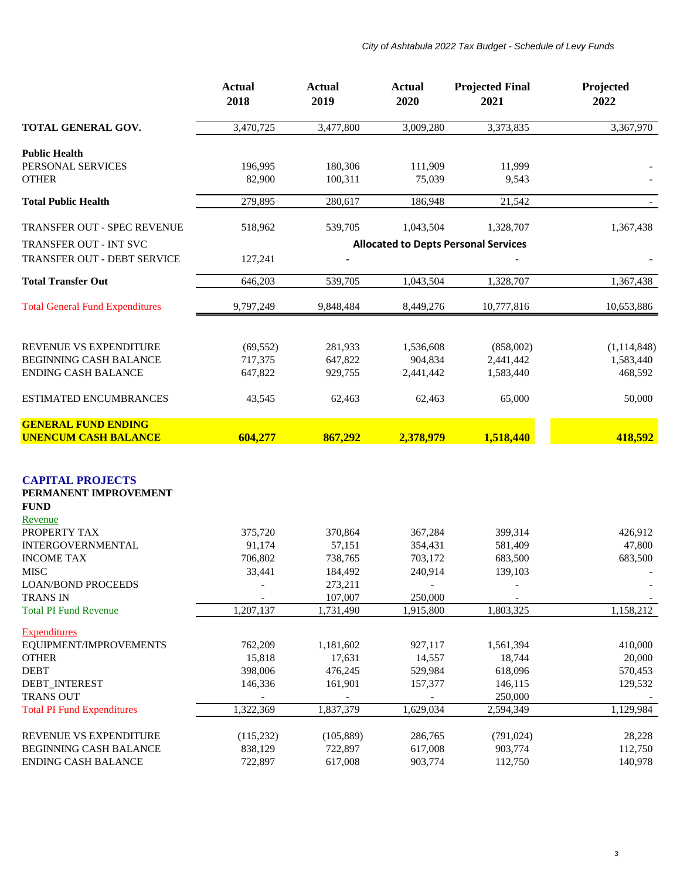*City of Ashtabula 2022 Tax Budget - Schedule of Levy Funds*

| | Actual 2018 | Actual 2019 | Actual 2020 | Projected Final 2021 | Projected 2022 |
|---|---|---|---|---|---|
| **TOTAL GENERAL GOV.** | 3,470,725 | 3,477,800 | 3,009,280 | 3,373,835 | 3,367,970 |
| **Public Health** | | | | | |
| PERSONAL SERVICES | 196,995 | 180,306 | 111,909 | 11,999 | - |
| OTHER | 82,900 | 100,311 | 75,039 | 9,543 | - |
| **Total Public Health** | 279,895 | 280,617 | 186,948 | 21,542 | - |
| TRANSFER OUT - SPEC REVENUE | 518,962 | 539,705 | 1,043,504 | 1,328,707 | 1,367,438 |
| TRANSFER OUT - INT SVC | | **Allocated to Depts Personal Services** | | | |
| TRANSFER OUT - DEBT SERVICE | 127,241 | - | | - | - |
| **Total Transfer Out** | 646,203 | 539,705 | 1,043,504 | 1,328,707 | 1,367,438 |
| Total General Fund Expenditures | 9,797,249 | 9,848,484 | 8,449,276 | 10,777,816 | 10,653,886 |
| REVENUE VS EXPENDITURE | (69,552) | 281,933 | 1,536,608 | (858,002) | (1,114,848) |
| BEGINNING CASH BALANCE | 717,375 | 647,822 | 904,834 | 2,441,442 | 1,583,440 |
| ENDING CASH BALANCE | 647,822 | 929,755 | 2,441,442 | 1,583,440 | 468,592 |
| ESTIMATED ENCUMBRANCES | 43,545 | 62,463 | 62,463 | 65,000 | 50,000 |
| **GENERAL FUND ENDING UNENCUM CASH BALANCE** | **604,277** | **867,292** | **2,378,979** | **1,518,440** | **418,592** |

## CAPITAL PROJECTS

### PERMANENT IMPROVEMENT FUND

| | Actual 2018 | Actual 2019 | Actual 2020 | Projected Final 2021 | Projected 2022 |
|---|---|---|---|---|---|
| Revenue | | | | | |
| PROPERTY TAX | 375,720 | 370,864 | 367,284 | 399,314 | 426,912 |
| INTERGOVERNMENTAL | 91,174 | 57,151 | 354,431 | 581,409 | 47,800 |
| INCOME TAX | 706,802 | 738,765 | 703,172 | 683,500 | 683,500 |
| MISC | 33,441 | 184,492 | 240,914 | 139,103 | - |
| LOAN/BOND PROCEEDS | - | 273,211 | - | - | - |
| TRANS IN | - | 107,007 | 250,000 | - | - |
| Total PI Fund Revenue | 1,207,137 | 1,731,490 | 1,915,800 | 1,803,325 | 1,158,212 |
| Expenditures | | | | | |
| EQUIPMENT/IMPROVEMENTS | 762,209 | 1,181,602 | 927,117 | 1,561,394 | 410,000 |
| OTHER | 15,818 | 17,631 | 14,557 | 18,744 | 20,000 |
| DEBT | 398,006 | 476,245 | 529,984 | 618,096 | 570,453 |
| DEBT_INTEREST | 146,336 | 161,901 | 157,377 | 146,115 | 129,532 |
| TRANS OUT | - | - | - | 250,000 | - |
| Total PI Fund Expenditures | 1,322,369 | 1,837,379 | 1,629,034 | 2,594,349 | 1,129,984 |
| REVENUE VS EXPENDITURE | (115,232) | (105,889) | 286,765 | (791,024) | 28,228 |
| BEGINNING CASH BALANCE | 838,129 | 722,897 | 617,008 | 903,774 | 112,750 |
| ENDING CASH BALANCE | 722,897 | 617,008 | 903,774 | 112,750 | 140,978 |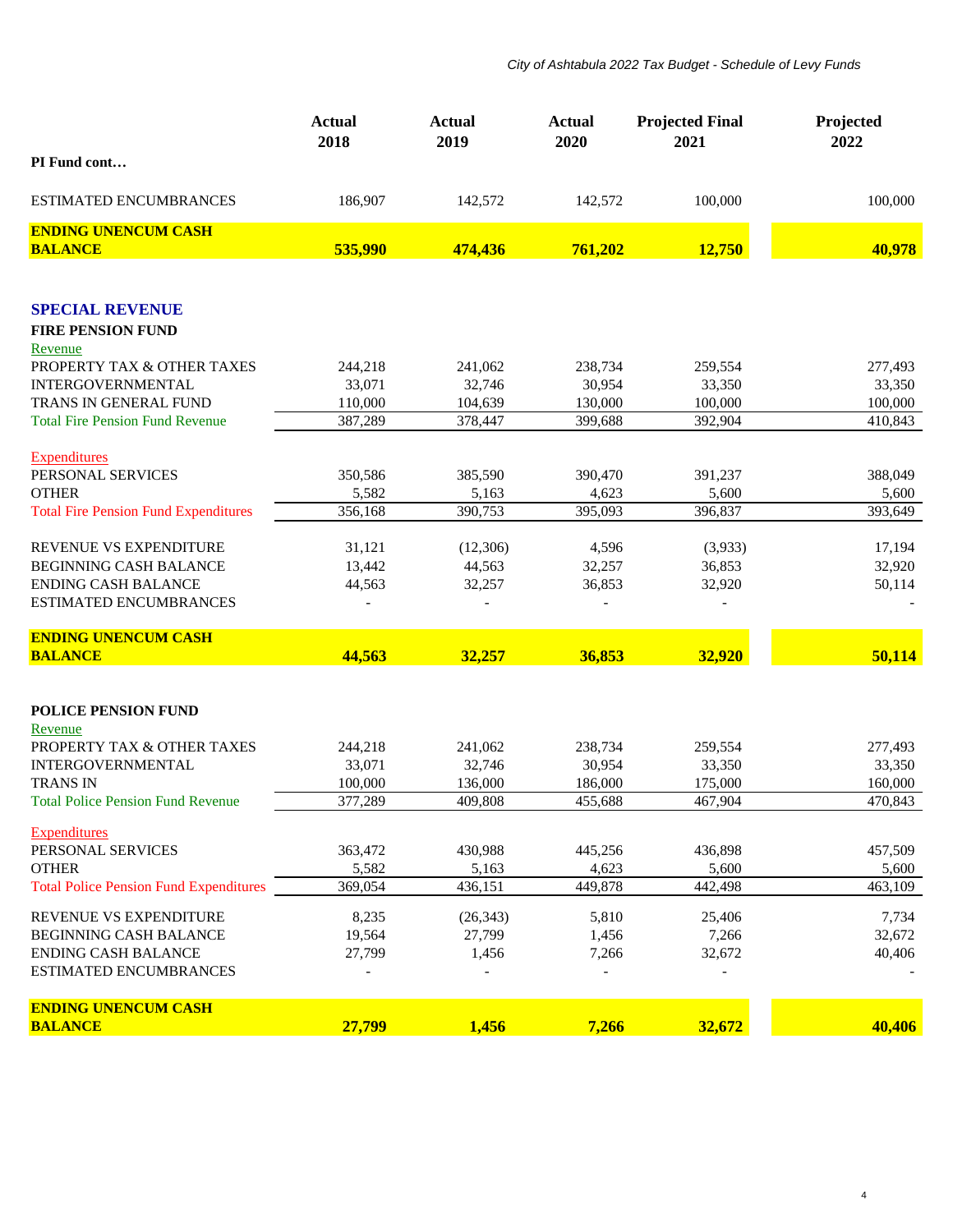| PI Fund cont… | Actual 2018 | Actual 2019 | Actual 2020 | Projected Final 2021 | Projected 2022 |
|---|---|---|---|---|---|
| ESTIMATED ENCUMBRANCES | 186,907 | 142,572 | 142,572 | 100,000 | 100,000 |
| **ENDING UNENCUM CASH BALANCE** | **535,990** | **474,436** | **761,202** | **12,750** | **40,978** |

## SPECIAL REVENUE

### FIRE PENSION FUND

| | Actual 2018 | Actual 2019 | Actual 2020 | Projected Final 2021 | Projected 2022 |
|---|---|---|---|---|---|
| Revenue | | | | | |
| PROPERTY TAX & OTHER TAXES | 244,218 | 241,062 | 238,734 | 259,554 | 277,493 |
| INTERGOVERNMENTAL | 33,071 | 32,746 | 30,954 | 33,350 | 33,350 |
| TRANS IN GENERAL FUND | 110,000 | 104,639 | 130,000 | 100,000 | 100,000 |
| Total Fire Pension Fund Revenue | 387,289 | 378,447 | 399,688 | 392,904 | 410,843 |
| Expenditures | | | | | |
| PERSONAL SERVICES | 350,586 | 385,590 | 390,470 | 391,237 | 388,049 |
| OTHER | 5,582 | 5,163 | 4,623 | 5,600 | 5,600 |
| Total Fire Pension Fund Expenditures | 356,168 | 390,753 | 395,093 | 396,837 | 393,649 |
| REVENUE VS EXPENDITURE | 31,121 | (12,306) | 4,596 | (3,933) | 17,194 |
| BEGINNING CASH BALANCE | 13,442 | 44,563 | 32,257 | 36,853 | 32,920 |
| ENDING CASH BALANCE | 44,563 | 32,257 | 36,853 | 32,920 | 50,114 |
| ESTIMATED ENCUMBRANCES | - | - | - | - | - |
| **ENDING UNENCUM CASH BALANCE** | **44,563** | **32,257** | **36,853** | **32,920** | **50,114** |

### POLICE PENSION FUND

| | Actual 2018 | Actual 2019 | Actual 2020 | Projected Final 2021 | Projected 2022 |
|---|---|---|---|---|---|
| Revenue | | | | | |
| PROPERTY TAX & OTHER TAXES | 244,218 | 241,062 | 238,734 | 259,554 | 277,493 |
| INTERGOVERNMENTAL | 33,071 | 32,746 | 30,954 | 33,350 | 33,350 |
| TRANS IN | 100,000 | 136,000 | 186,000 | 175,000 | 160,000 |
| Total Police Pension Fund Revenue | 377,289 | 409,808 | 455,688 | 467,904 | 470,843 |
| Expenditures | | | | | |
| PERSONAL SERVICES | 363,472 | 430,988 | 445,256 | 436,898 | 457,509 |
| OTHER | 5,582 | 5,163 | 4,623 | 5,600 | 5,600 |
| Total Police Pension Fund Expenditures | 369,054 | 436,151 | 449,878 | 442,498 | 463,109 |
| REVENUE VS EXPENDITURE | 8,235 | (26,343) | 5,810 | 25,406 | 7,734 |
| BEGINNING CASH BALANCE | 19,564 | 27,799 | 1,456 | 7,266 | 32,672 |
| ENDING CASH BALANCE | 27,799 | 1,456 | 7,266 | 32,672 | 40,406 |
| ESTIMATED ENCUMBRANCES | - | - | - | - | - |
| **ENDING UNENCUM CASH BALANCE** | **27,799** | **1,456** | **7,266** | **32,672** | **40,406** |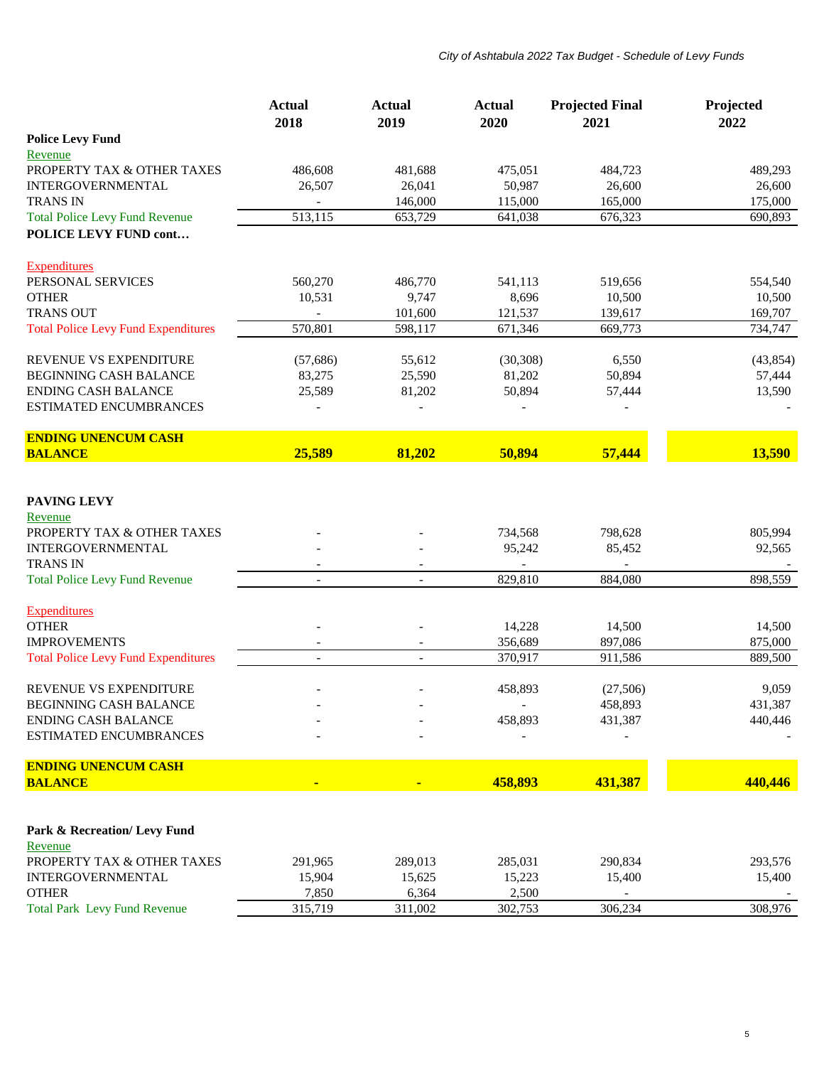*City of Ashtabula 2022 Tax Budget - Schedule of Levy Funds*

| | Actual 2018 | Actual 2019 | Actual 2020 | Projected Final 2021 | Projected 2022 |
|---|---|---|---|---|---|
| **Police Levy Fund** | | | | | |
| Revenue | | | | | |
| PROPERTY TAX & OTHER TAXES | 486,608 | 481,688 | 475,051 | 484,723 | 489,293 |
| INTERGOVERNMENTAL | 26,507 | 26,041 | 50,987 | 26,600 | 26,600 |
| TRANS IN | - | 146,000 | 115,000 | 165,000 | 175,000 |
| Total Police Levy Fund Revenue | 513,115 | 653,729 | 641,038 | 676,323 | 690,893 |
| **POLICE LEVY FUND cont…** | | | | | |
| Expenditures | | | | | |
| PERSONAL SERVICES | 560,270 | 486,770 | 541,113 | 519,656 | 554,540 |
| OTHER | 10,531 | 9,747 | 8,696 | 10,500 | 10,500 |
| TRANS OUT | - | 101,600 | 121,537 | 139,617 | 169,707 |
| Total Police Levy Fund Expenditures | 570,801 | 598,117 | 671,346 | 669,773 | 734,747 |
| REVENUE VS EXPENDITURE | (57,686) | 55,612 | (30,308) | 6,550 | (43,854) |
| BEGINNING CASH BALANCE | 83,275 | 25,590 | 81,202 | 50,894 | 57,444 |
| ENDING CASH BALANCE | 25,589 | 81,202 | 50,894 | 57,444 | 13,590 |
| ESTIMATED ENCUMBRANCES | - | - | - | - | - |
| **ENDING UNENCUM CASH BALANCE** | **25,589** | **81,202** | **50,894** | **57,444** | **13,590** |

| | Actual 2018 | Actual 2019 | Actual 2020 | Projected Final 2021 | Projected 2022 |
|---|---|---|---|---|---|
| **PAVING LEVY** | | | | | |
| Revenue | | | | | |
| PROPERTY TAX & OTHER TAXES | - | - | 734,568 | 798,628 | 805,994 |
| INTERGOVERNMENTAL | - | - | 95,242 | 85,452 | 92,565 |
| TRANS IN | - | - | - | - | - |
| Total Police Levy Fund Revenue | - | - | 829,810 | 884,080 | 898,559 |
| Expenditures | | | | | |
| OTHER | - | - | 14,228 | 14,500 | 14,500 |
| IMPROVEMENTS | - | - | 356,689 | 897,086 | 875,000 |
| Total Police Levy Fund Expenditures | - | - | 370,917 | 911,586 | 889,500 |
| REVENUE VS EXPENDITURE | - | - | 458,893 | (27,506) | 9,059 |
| BEGINNING CASH BALANCE | - | - | - | 458,893 | 431,387 |
| ENDING CASH BALANCE | - | - | 458,893 | 431,387 | 440,446 |
| ESTIMATED ENCUMBRANCES | - | - | - | - | - |
| **ENDING UNENCUM CASH BALANCE** | **-** | **-** | **458,893** | **431,387** | **440,446** |

| | Actual 2018 | Actual 2019 | Actual 2020 | Projected Final 2021 | Projected 2022 |
|---|---|---|---|---|---|
| **Park & Recreation/ Levy Fund** | | | | | |
| Revenue | | | | | |
| PROPERTY TAX & OTHER TAXES | 291,965 | 289,013 | 285,031 | 290,834 | 293,576 |
| INTERGOVERNMENTAL | 15,904 | 15,625 | 15,223 | 15,400 | 15,400 |
| OTHER | 7,850 | 6,364 | 2,500 | - | - |
| Total Park Levy Fund Revenue | 315,719 | 311,002 | 302,753 | 306,234 | 308,976 |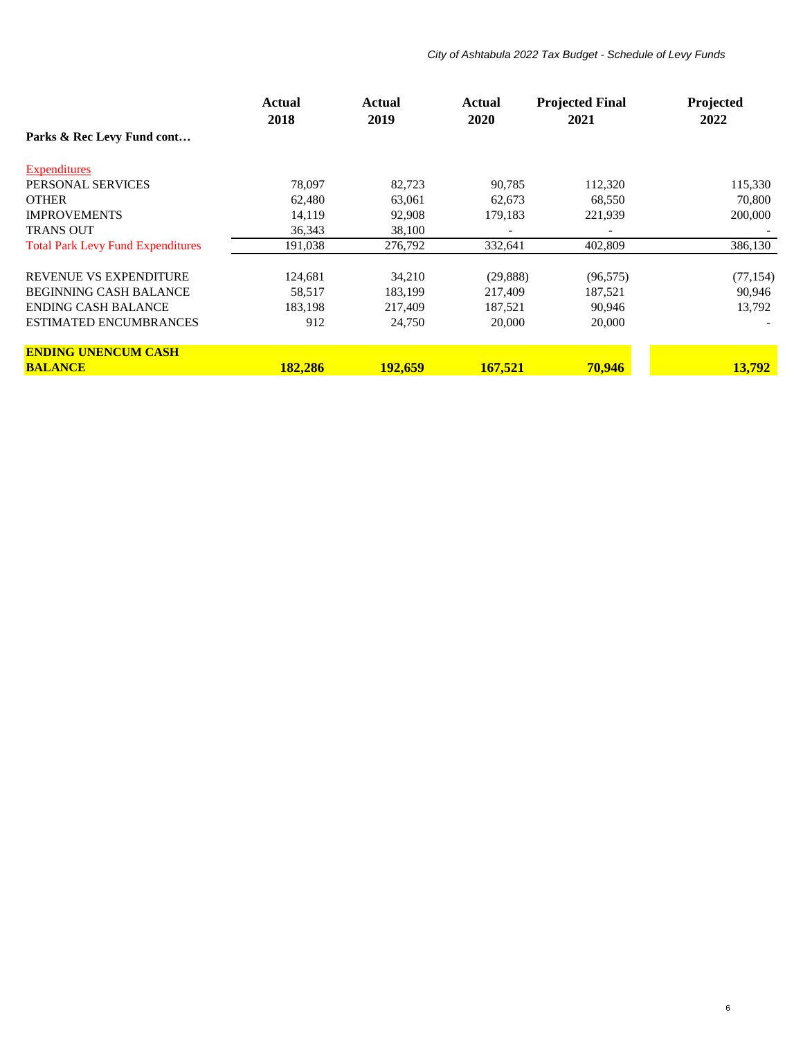| Parks & Rec Levy Fund cont… | Actual 2018 | Actual 2019 | Actual 2020 | Projected Final 2021 | Projected 2022 |
|---|---|---|---|---|---|
| Expenditures | | | | | |
| PERSONAL SERVICES | 78,097 | 82,723 | 90,785 | 112,320 | 115,330 |
| OTHER | 62,480 | 63,061 | 62,673 | 68,550 | 70,800 |
| IMPROVEMENTS | 14,119 | 92,908 | 179,183 | 221,939 | 200,000 |
| TRANS OUT | 36,343 | 38,100 | - | - | - |
| Total Park Levy Fund Expenditures | 191,038 | 276,792 | 332,641 | 402,809 | 386,130 |
| | | | | | |
| REVENUE VS EXPENDITURE | 124,681 | 34,210 | (29,888) | (96,575) | (77,154) |
| BEGINNING CASH BALANCE | 58,517 | 183,199 | 217,409 | 187,521 | 90,946 |
| ENDING CASH BALANCE | 183,198 | 217,409 | 187,521 | 90,946 | 13,792 |
| ESTIMATED ENCUMBRANCES | 912 | 24,750 | 20,000 | 20,000 | - |
| | | | | | |
| **ENDING UNENCUM CASH BALANCE** | **182,286** | **192,659** | **167,521** | **70,946** | **13,792** |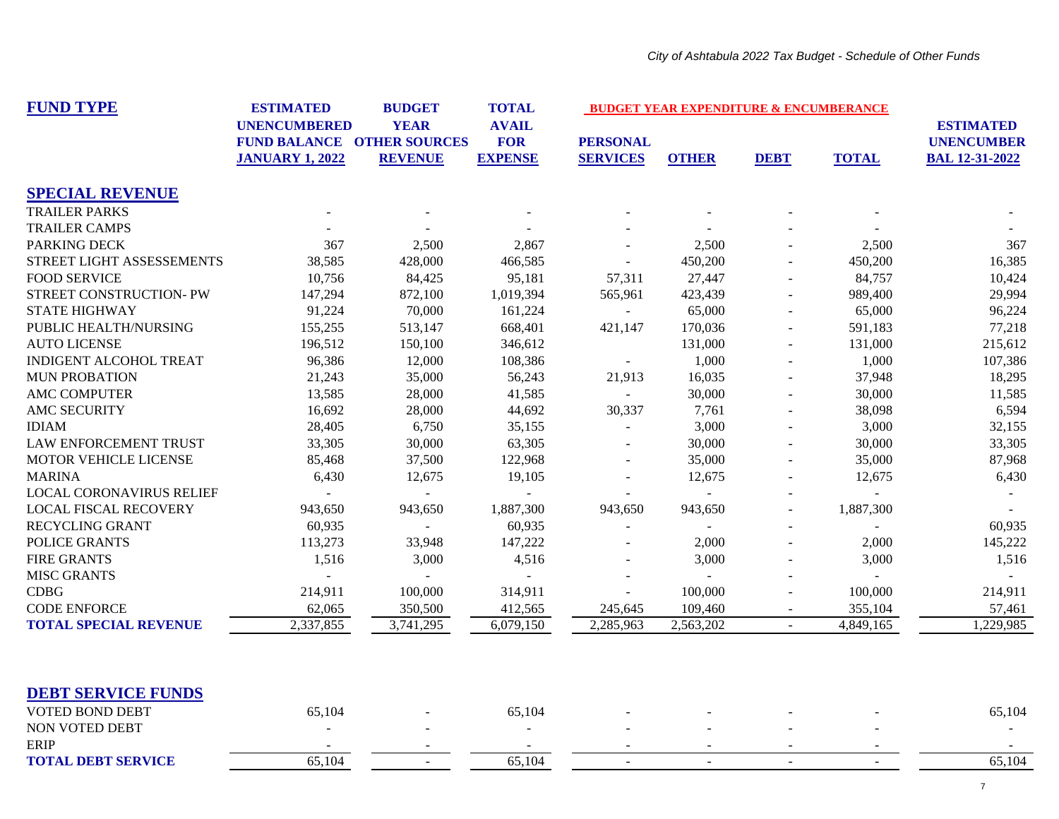*City of Ashtabula 2022 Tax Budget - Schedule of Other Funds*

| FUND TYPE | ESTIMATED UNENCUMBERED FUND BALANCE JANUARY 1, 2022 | BUDGET YEAR OTHER SOURCES REVENUE | TOTAL AVAIL FOR EXPENSE | BUDGET YEAR EXPENDITURE & ENCUMBERANCE PERSONAL SERVICES | OTHER | DEBT | TOTAL | ESTIMATED UNENCUMBER BAL 12-31-2022 |
|---|---|---|---|---|---|---|---|---|
| **SPECIAL REVENUE** | | | | | | | | |
| TRAILER PARKS | - | - | - | - | - | - | - | - |
| TRAILER CAMPS | - | - | - | - | - | - | - | - |
| PARKING DECK | 367 | 2,500 | 2,867 | - | 2,500 | - | 2,500 | 367 |
| STREET LIGHT ASSESSEMENTS | 38,585 | 428,000 | 466,585 | - | 450,200 | - | 450,200 | 16,385 |
| FOOD SERVICE | 10,756 | 84,425 | 95,181 | 57,311 | 27,447 | - | 84,757 | 10,424 |
| STREET CONSTRUCTION- PW | 147,294 | 872,100 | 1,019,394 | 565,961 | 423,439 | - | 989,400 | 29,994 |
| STATE HIGHWAY | 91,224 | 70,000 | 161,224 | - | 65,000 | - | 65,000 | 96,224 |
| PUBLIC HEALTH/NURSING | 155,255 | 513,147 | 668,401 | 421,147 | 170,036 | - | 591,183 | 77,218 |
| AUTO LICENSE | 196,512 | 150,100 | 346,612 | | 131,000 | - | 131,000 | 215,612 |
| INDIGENT ALCOHOL TREAT | 96,386 | 12,000 | 108,386 | - | 1,000 | - | 1,000 | 107,386 |
| MUN PROBATION | 21,243 | 35,000 | 56,243 | 21,913 | 16,035 | - | 37,948 | 18,295 |
| AMC COMPUTER | 13,585 | 28,000 | 41,585 | - | 30,000 | - | 30,000 | 11,585 |
| AMC SECURITY | 16,692 | 28,000 | 44,692 | 30,337 | 7,761 | - | 38,098 | 6,594 |
| IDIAM | 28,405 | 6,750 | 35,155 | - | 3,000 | - | 3,000 | 32,155 |
| LAW ENFORCEMENT TRUST | 33,305 | 30,000 | 63,305 | - | 30,000 | - | 30,000 | 33,305 |
| MOTOR VEHICLE LICENSE | 85,468 | 37,500 | 122,968 | - | 35,000 | - | 35,000 | 87,968 |
| MARINA | 6,430 | 12,675 | 19,105 | - | 12,675 | - | 12,675 | 6,430 |
| LOCAL CORONAVIRUS RELIEF | - | - | - | - | - | - | - | - |
| LOCAL FISCAL RECOVERY | 943,650 | 943,650 | 1,887,300 | 943,650 | 943,650 | - | 1,887,300 | - |
| RECYCLING GRANT | 60,935 | - | 60,935 | - | - | - | - | 60,935 |
| POLICE GRANTS | 113,273 | 33,948 | 147,222 | - | 2,000 | - | 2,000 | 145,222 |
| FIRE GRANTS | 1,516 | 3,000 | 4,516 | - | 3,000 | - | 3,000 | 1,516 |
| MISC GRANTS | - | - | - | - | - | - | - | - |
| CDBG | 214,911 | 100,000 | 314,911 | - | 100,000 | - | 100,000 | 214,911 |
| CODE ENFORCE | 62,065 | 350,500 | 412,565 | 245,645 | 109,460 | - | 355,104 | 57,461 |
| **TOTAL SPECIAL REVENUE** | 2,337,855 | 3,741,295 | 6,079,150 | 2,285,963 | 2,563,202 | - | 4,849,165 | 1,229,985 |
| **DEBT SERVICE FUNDS** | | | | | | | | |
| VOTED BOND DEBT | 65,104 | - | 65,104 | - | - | - | - | 65,104 |
| NON VOTED DEBT | - | - | - | - | - | - | - | - |
| ERIP | - | - | - | - | - | - | - | - |
| **TOTAL DEBT SERVICE** | 65,104 | - | 65,104 | - | - | - | - | 65,104 |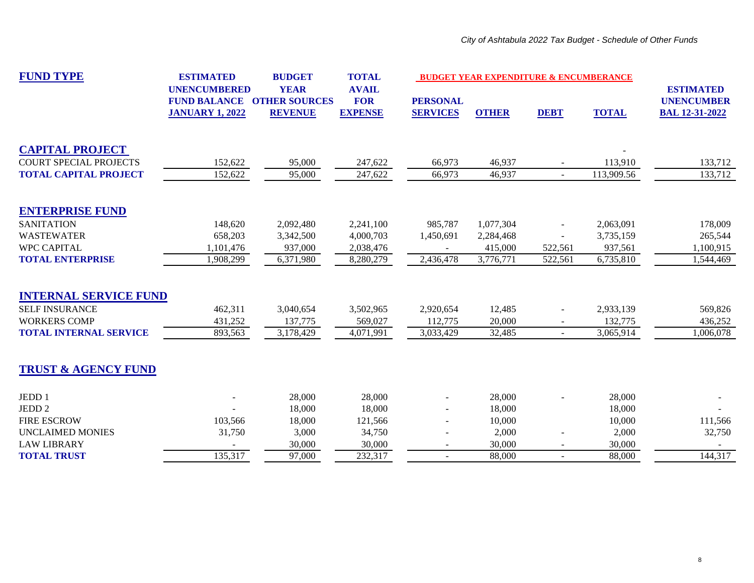*City of Ashtabula 2022 Tax Budget - Schedule of Other Funds*

| FUND TYPE | ESTIMATED UNENCUMBERED FUND BALANCE JANUARY 1, 2022 | BUDGET YEAR OTHER SOURCES REVENUE | TOTAL AVAIL FOR EXPENSE | BUDGET YEAR EXPENDITURE & ENCUMBERANCE | | | | ESTIMATED UNENCUMBER BAL 12-31-2022 |
|---|---|---|---|---|---|---|---|---|
| | | | | PERSONAL SERVICES | OTHER | DEBT | TOTAL | |
| **CAPITAL PROJECT** | | | | | | | - | |
| COURT SPECIAL PROJECTS | 152,622 | 95,000 | 247,622 | 66,973 | 46,937 | - | 113,910 | 133,712 |
| **TOTAL CAPITAL PROJECT** | 152,622 | 95,000 | 247,622 | 66,973 | 46,937 | - | 113,909.56 | 133,712 |
| **ENTERPRISE FUND** | | | | | | | | |
| SANITATION | 148,620 | 2,092,480 | 2,241,100 | 985,787 | 1,077,304 | - | 2,063,091 | 178,009 |
| WASTEWATER | 658,203 | 3,342,500 | 4,000,703 | 1,450,691 | 2,284,468 | - | 3,735,159 | 265,544 |
| WPC CAPITAL | 1,101,476 | 937,000 | 2,038,476 | - | 415,000 | 522,561 | 937,561 | 1,100,915 |
| **TOTAL ENTERPRISE** | 1,908,299 | 6,371,980 | 8,280,279 | 2,436,478 | 3,776,771 | 522,561 | 6,735,810 | 1,544,469 |
| **INTERNAL SERVICE FUND** | | | | | | | | |
| SELF INSURANCE | 462,311 | 3,040,654 | 3,502,965 | 2,920,654 | 12,485 | - | 2,933,139 | 569,826 |
| WORKERS COMP | 431,252 | 137,775 | 569,027 | 112,775 | 20,000 | - | 132,775 | 436,252 |
| **TOTAL INTERNAL SERVICE** | 893,563 | 3,178,429 | 4,071,991 | 3,033,429 | 32,485 | - | 3,065,914 | 1,006,078 |
| **TRUST & AGENCY FUND** | | | | | | | | |
| JEDD 1 | - | 28,000 | 28,000 | - | 28,000 | - | 28,000 | - |
| JEDD 2 | - | 18,000 | 18,000 | - | 18,000 | | 18,000 | - |
| FIRE ESCROW | 103,566 | 18,000 | 121,566 | - | 10,000 | | 10,000 | 111,566 |
| UNCLAIMED MONIES | 31,750 | 3,000 | 34,750 | - | 2,000 | - | 2,000 | 32,750 |
| LAW LIBRARY | - | 30,000 | 30,000 | - | 30,000 | - | 30,000 | - |
| **TOTAL TRUST** | 135,317 | 97,000 | 232,317 | - | 88,000 | - | 88,000 | 144,317 |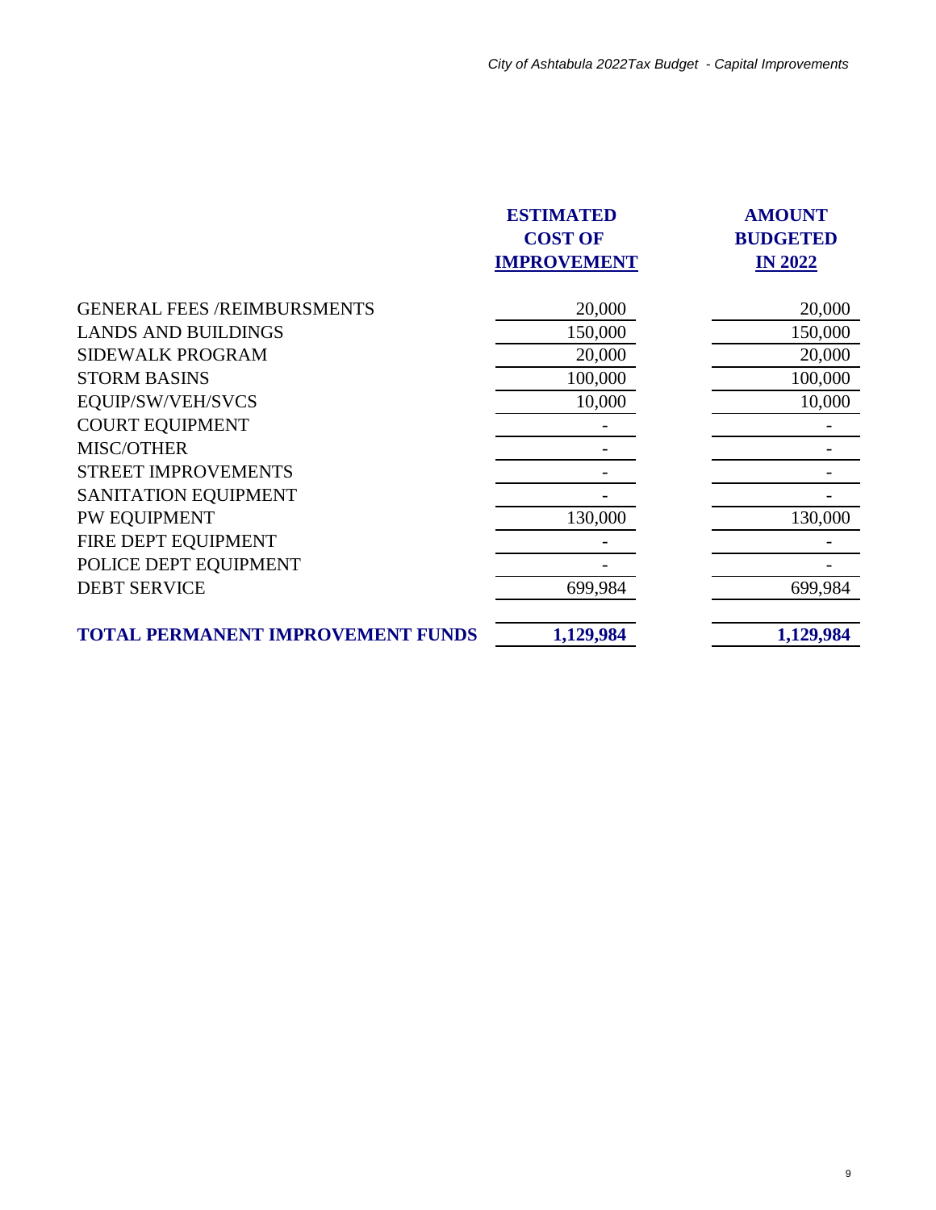| | ESTIMATED COST OF IMPROVEMENT | AMOUNT BUDGETED IN 2022 |
|---|---|---|
| GENERAL FEES /REIMBURSMENTS | 20,000 | 20,000 |
| LANDS AND BUILDINGS | 150,000 | 150,000 |
| SIDEWALK PROGRAM | 20,000 | 20,000 |
| STORM BASINS | 100,000 | 100,000 |
| EQUIP/SW/VEH/SVCS | 10,000 | 10,000 |
| COURT EQUIPMENT | - | - |
| MISC/OTHER | - | - |
| STREET IMPROVEMENTS | - | - |
| SANITATION EQUIPMENT | - | - |
| PW EQUIPMENT | 130,000 | 130,000 |
| FIRE DEPT EQUIPMENT | - | - |
| POLICE DEPT EQUIPMENT | - | - |
| DEBT SERVICE | 699,984 | 699,984 |
| **TOTAL PERMANENT IMPROVEMENT FUNDS** | **1,129,984** | **1,129,984** |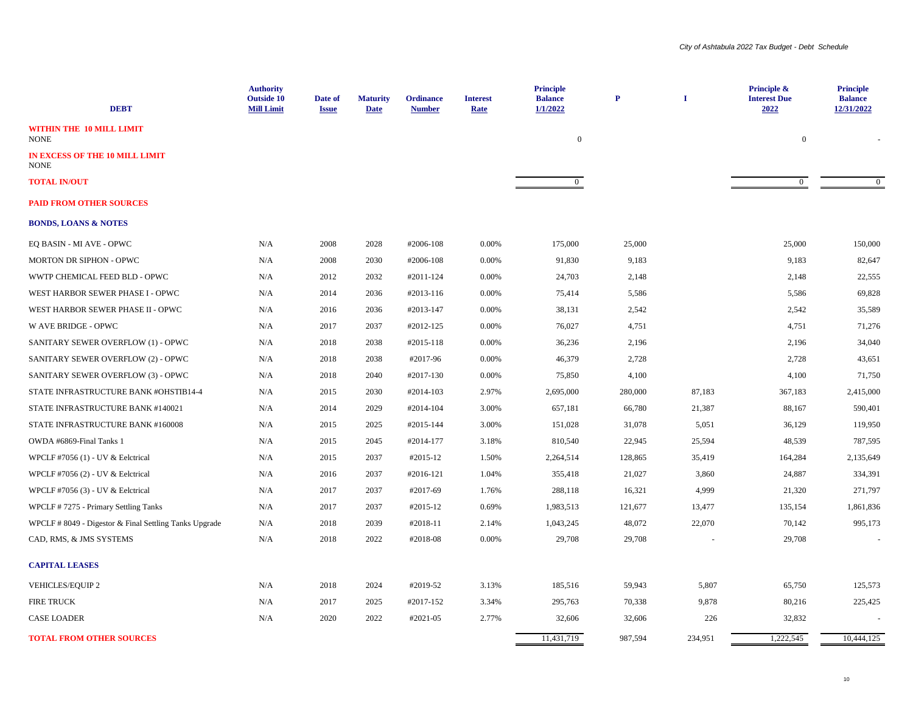*City of Ashtabula 2022 Tax Budget - Debt Schedule*

| DEBT | Authority Outside 10 Mill Limit | Date of Issue | Maturity Date | Ordinance Number | Interest Rate | Principle Balance 1/1/2022 | P | I | Principle & Interest Due 2022 | Principle Balance 12/31/2022 |
|---|---|---|---|---|---|---|---|---|---|---|
| **WITHIN THE 10 MILL LIMIT** | | | | | | | | | | |
| NONE | | | | | | 0 | | | 0 | - |
| **IN EXCESS OF THE 10 MILL LIMIT** | | | | | | | | | | |
| NONE | | | | | | | | | | |
| **TOTAL IN/OUT** | | | | | | 0 | | | 0 | 0 |
| **PAID FROM OTHER SOURCES** | | | | | | | | | | |
| **BONDS, LOANS & NOTES** | | | | | | | | | | |
| EQ BASIN - MI AVE - OPWC | N/A | 2008 | 2028 | #2006-108 | 0.00% | 175,000 | 25,000 | | 25,000 | 150,000 |
| MORTON DR SIPHON - OPWC | N/A | 2008 | 2030 | #2006-108 | 0.00% | 91,830 | 9,183 | | 9,183 | 82,647 |
| WWTP CHEMICAL FEED BLD - OPWC | N/A | 2012 | 2032 | #2011-124 | 0.00% | 24,703 | 2,148 | | 2,148 | 22,555 |
| WEST HARBOR SEWER PHASE I - OPWC | N/A | 2014 | 2036 | #2013-116 | 0.00% | 75,414 | 5,586 | | 5,586 | 69,828 |
| WEST HARBOR SEWER PHASE II - OPWC | N/A | 2016 | 2036 | #2013-147 | 0.00% | 38,131 | 2,542 | | 2,542 | 35,589 |
| W AVE BRIDGE - OPWC | N/A | 2017 | 2037 | #2012-125 | 0.00% | 76,027 | 4,751 | | 4,751 | 71,276 |
| SANITARY SEWER OVERFLOW (1) - OPWC | N/A | 2018 | 2038 | #2015-118 | 0.00% | 36,236 | 2,196 | | 2,196 | 34,040 |
| SANITARY SEWER OVERFLOW (2) - OPWC | N/A | 2018 | 2038 | #2017-96 | 0.00% | 46,379 | 2,728 | | 2,728 | 43,651 |
| SANITARY SEWER OVERFLOW (3) - OPWC | N/A | 2018 | 2040 | #2017-130 | 0.00% | 75,850 | 4,100 | | 4,100 | 71,750 |
| STATE INFRASTRUCTURE BANK #OHSTIB14-4 | N/A | 2015 | 2030 | #2014-103 | 2.97% | 2,695,000 | 280,000 | 87,183 | 367,183 | 2,415,000 |
| STATE INFRASTRUCTURE BANK #140021 | N/A | 2014 | 2029 | #2014-104 | 3.00% | 657,181 | 66,780 | 21,387 | 88,167 | 590,401 |
| STATE INFRASTRUCTURE BANK #160008 | N/A | 2015 | 2025 | #2015-144 | 3.00% | 151,028 | 31,078 | 5,051 | 36,129 | 119,950 |
| OWDA #6869-Final Tanks 1 | N/A | 2015 | 2045 | #2014-177 | 3.18% | 810,540 | 22,945 | 25,594 | 48,539 | 787,595 |
| WPCLF #7056 (1) - UV & Eelctrical | N/A | 2015 | 2037 | #2015-12 | 1.50% | 2,264,514 | 128,865 | 35,419 | 164,284 | 2,135,649 |
| WPCLF #7056 (2) - UV & Eelctrical | N/A | 2016 | 2037 | #2016-121 | 1.04% | 355,418 | 21,027 | 3,860 | 24,887 | 334,391 |
| WPCLF #7056 (3) - UV & Eelctrical | N/A | 2017 | 2037 | #2017-69 | 1.76% | 288,118 | 16,321 | 4,999 | 21,320 | 271,797 |
| WPCLF # 7275 - Primary Settling Tanks | N/A | 2017 | 2037 | #2015-12 | 0.69% | 1,983,513 | 121,677 | 13,477 | 135,154 | 1,861,836 |
| WPCLF # 8049 - Digestor & Final Settling Tanks Upgrade | N/A | 2018 | 2039 | #2018-11 | 2.14% | 1,043,245 | 48,072 | 22,070 | 70,142 | 995,173 |
| CAD, RMS, & JMS SYSTEMS | N/A | 2018 | 2022 | #2018-08 | 0.00% | 29,708 | 29,708 | - | 29,708 | - |
| **CAPITAL LEASES** | | | | | | | | | | |
| VEHICLES/EQUIP 2 | N/A | 2018 | 2024 | #2019-52 | 3.13% | 185,516 | 59,943 | 5,807 | 65,750 | 125,573 |
| FIRE TRUCK | N/A | 2017 | 2025 | #2017-152 | 3.34% | 295,763 | 70,338 | 9,878 | 80,216 | 225,425 |
| CASE LOADER | N/A | 2020 | 2022 | #2021-05 | 2.77% | 32,606 | 32,606 | 226 | 32,832 | - |
| **TOTAL FROM OTHER SOURCES** | | | | | | 11,431,719 | 987,594 | 234,951 | 1,222,545 | 10,444,125 |